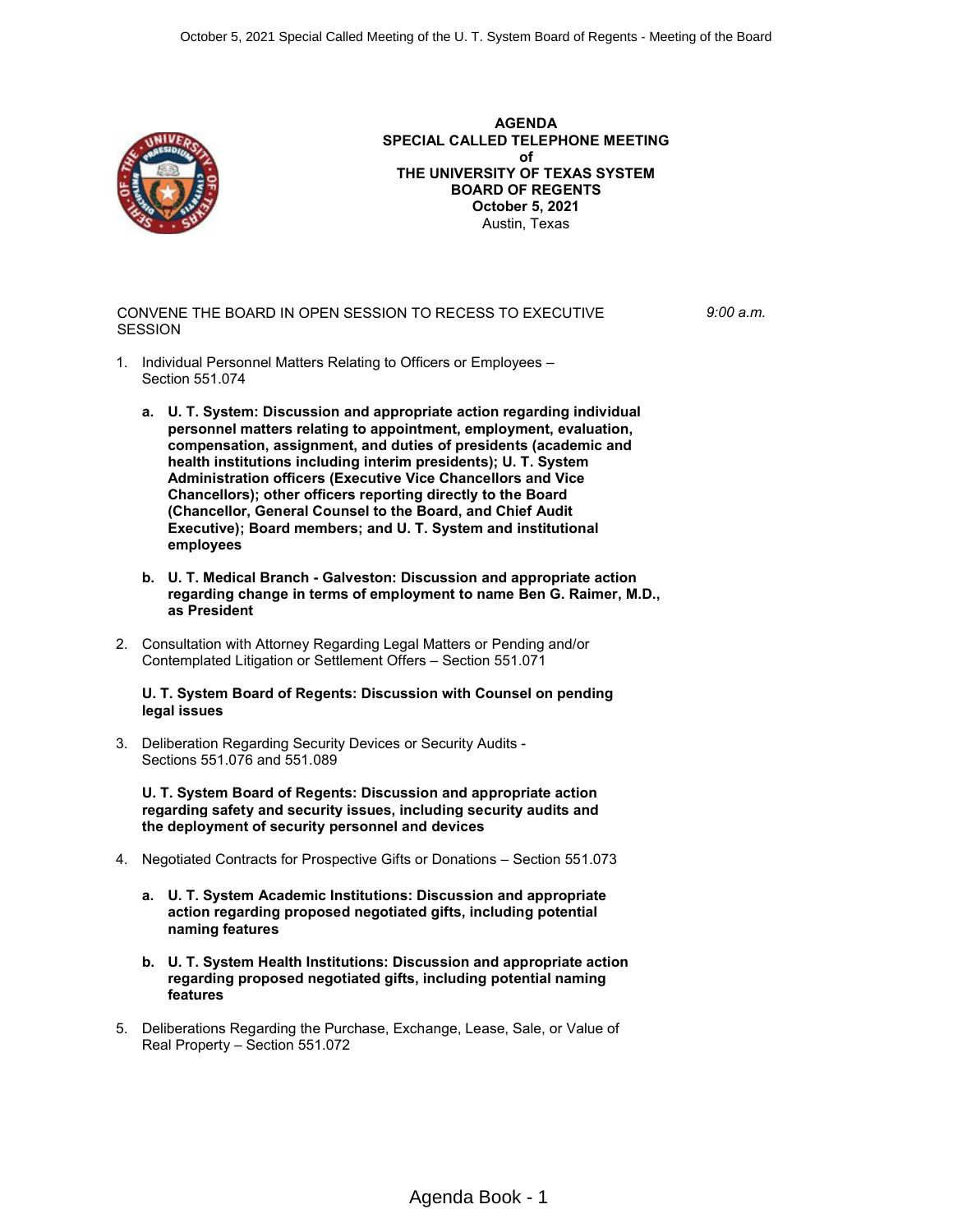**AGENDA**
**SPECIAL CALLED TELEPHONE MEETING**
**of**
**THE UNIVERSITY OF TEXAS SYSTEM**
**BOARD OF REGENTS**
**October 5, 2021**
Austin, Texas

CONVENE THE BOARD IN OPEN SESSION TO RECESS TO EXECUTIVE SESSION — *9:00 a.m.*

1. Individual Personnel Matters Relating to Officers or Employees – Section 551.074

   a. **U. T. System: Discussion and appropriate action regarding individual personnel matters relating to appointment, employment, evaluation, compensation, assignment, and duties of presidents (academic and health institutions including interim presidents); U. T. System Administration officers (Executive Vice Chancellors and Vice Chancellors); other officers reporting directly to the Board (Chancellor, General Counsel to the Board, and Chief Audit Executive); Board members; and U. T. System and institutional employees**

   b. **U. T. Medical Branch - Galveston: Discussion and appropriate action regarding change in terms of employment to name Ben G. Raimer, M.D., as President**

2. Consultation with Attorney Regarding Legal Matters or Pending and/or Contemplated Litigation or Settlement Offers – Section 551.071

   **U. T. System Board of Regents: Discussion with Counsel on pending legal issues**

3. Deliberation Regarding Security Devices or Security Audits - Sections 551.076 and 551.089

   **U. T. System Board of Regents: Discussion and appropriate action regarding safety and security issues, including security audits and the deployment of security personnel and devices**

4. Negotiated Contracts for Prospective Gifts or Donations – Section 551.073

   a. **U. T. System Academic Institutions: Discussion and appropriate action regarding proposed negotiated gifts, including potential naming features**

   b. **U. T. System Health Institutions: Discussion and appropriate action regarding proposed negotiated gifts, including potential naming features**

5. Deliberations Regarding the Purchase, Exchange, Lease, Sale, or Value of Real Property – Section 551.072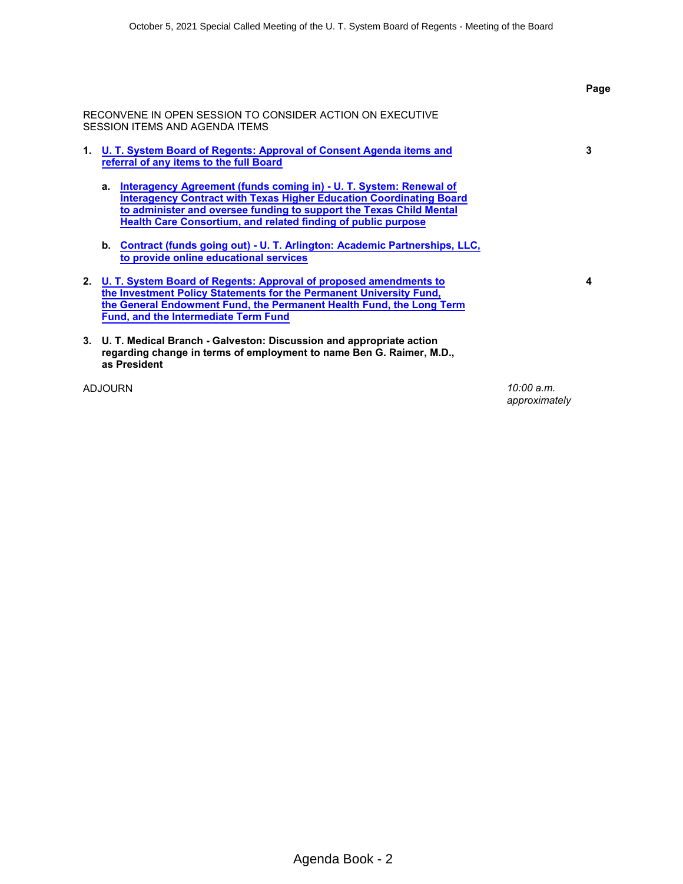Page

RECONVENE IN OPEN SESSION TO CONSIDER ACTION ON EXECUTIVE SESSION ITEMS AND AGENDA ITEMS

1. **U. T. System Board of Regents: Approval of Consent Agenda items and referral of any items to the full Board** — 3

   a. **Interagency Agreement (funds coming in) - U. T. System: Renewal of Interagency Contract with Texas Higher Education Coordinating Board to administer and oversee funding to support the Texas Child Mental Health Care Consortium, and related finding of public purpose**

   b. **Contract (funds going out) - U. T. Arlington: Academic Partnerships, LLC, to provide online educational services**

2. **U. T. System Board of Regents: Approval of proposed amendments to the Investment Policy Statements for the Permanent University Fund, the General Endowment Fund, the Permanent Health Fund, the Long Term Fund, and the Intermediate Term Fund** — 4

3. **U. T. Medical Branch - Galveston: Discussion and appropriate action regarding change in terms of employment to name Ben G. Raimer, M.D., as President**

ADJOURN — *10:00 a.m. approximately*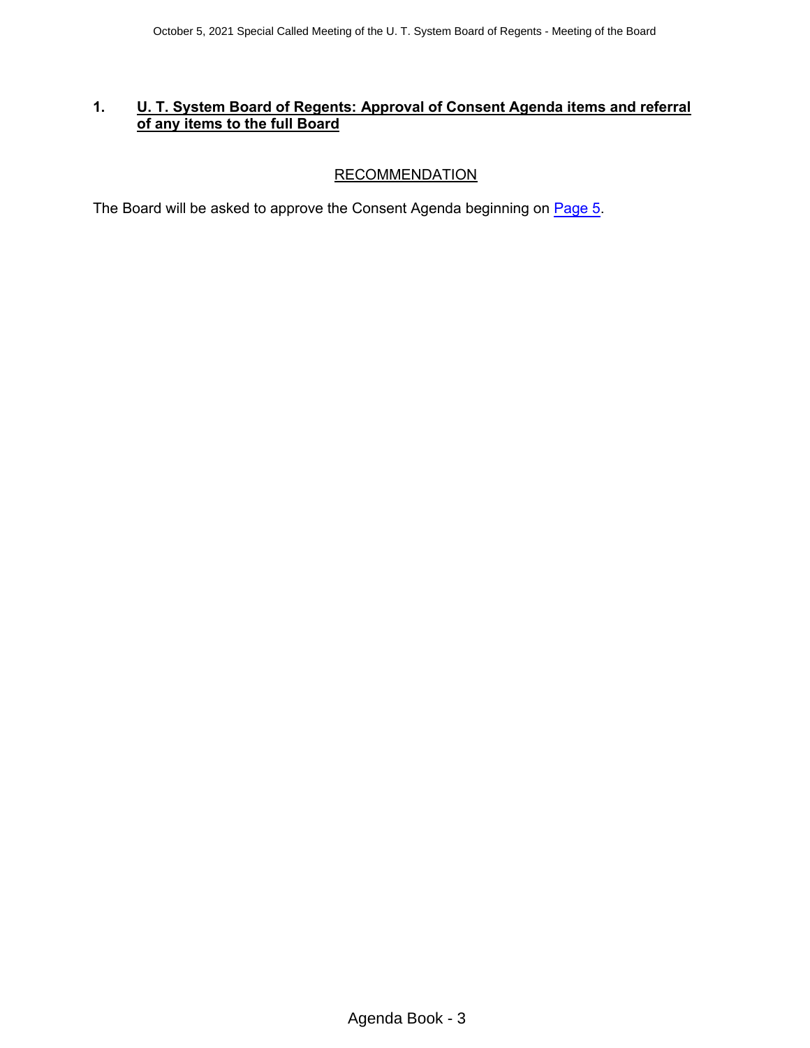**1. U. T. System Board of Regents: Approval of Consent Agenda items and referral of any items to the full Board**

RECOMMENDATION

The Board will be asked to approve the Consent Agenda beginning on Page 5.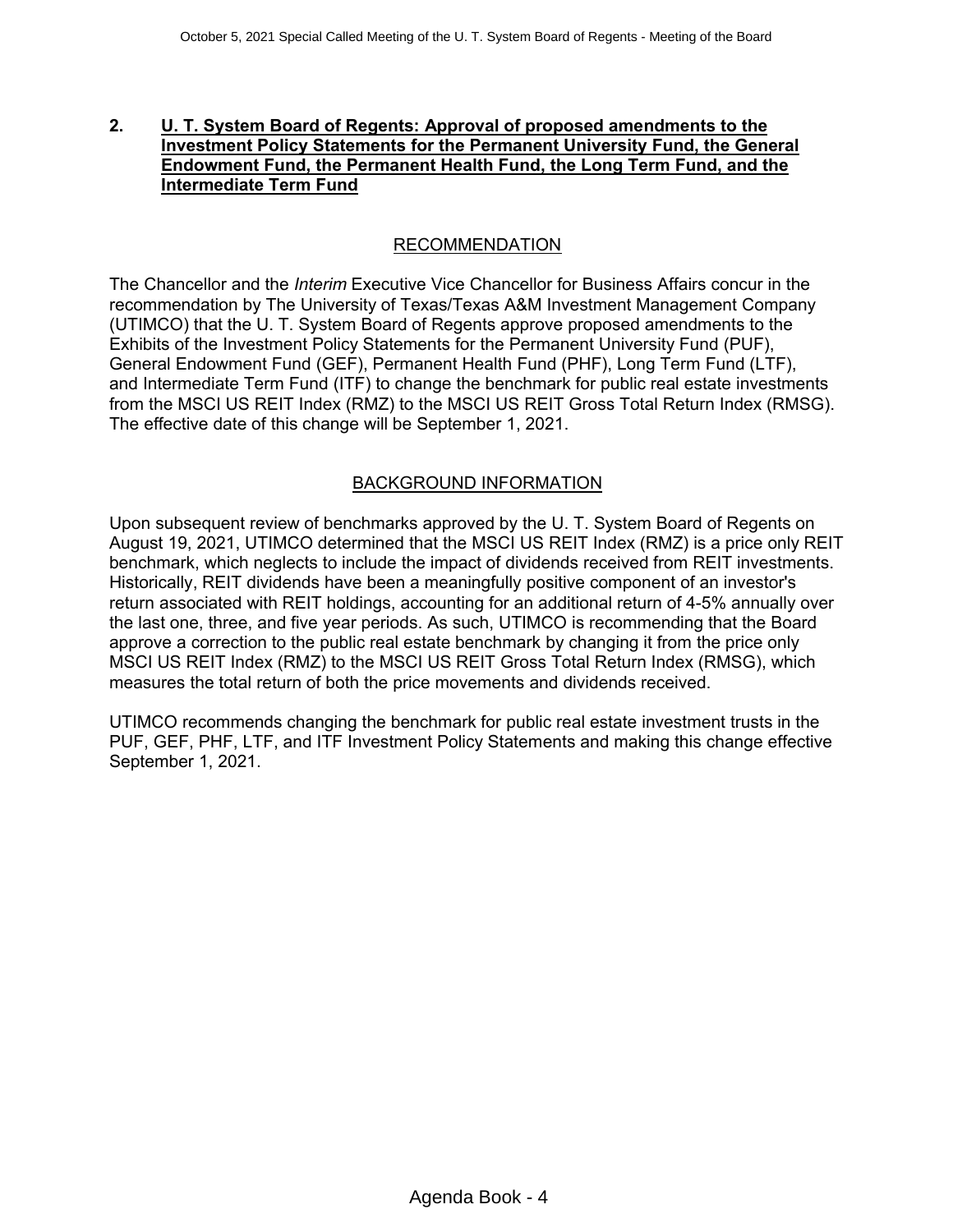## 2. U. T. System Board of Regents: Approval of proposed amendments to the Investment Policy Statements for the Permanent University Fund, the General Endowment Fund, the Permanent Health Fund, the Long Term Fund, and the Intermediate Term Fund

### RECOMMENDATION

The Chancellor and the *Interim* Executive Vice Chancellor for Business Affairs concur in the recommendation by The University of Texas/Texas A&M Investment Management Company (UTIMCO) that the U. T. System Board of Regents approve proposed amendments to the Exhibits of the Investment Policy Statements for the Permanent University Fund (PUF), General Endowment Fund (GEF), Permanent Health Fund (PHF), Long Term Fund (LTF), and Intermediate Term Fund (ITF) to change the benchmark for public real estate investments from the MSCI US REIT Index (RMZ) to the MSCI US REIT Gross Total Return Index (RMSG). The effective date of this change will be September 1, 2021.

### BACKGROUND INFORMATION

Upon subsequent review of benchmarks approved by the U. T. System Board of Regents on August 19, 2021, UTIMCO determined that the MSCI US REIT Index (RMZ) is a price only REIT benchmark, which neglects to include the impact of dividends received from REIT investments. Historically, REIT dividends have been a meaningfully positive component of an investor's return associated with REIT holdings, accounting for an additional return of 4-5% annually over the last one, three, and five year periods. As such, UTIMCO is recommending that the Board approve a correction to the public real estate benchmark by changing it from the price only MSCI US REIT Index (RMZ) to the MSCI US REIT Gross Total Return Index (RMSG), which measures the total return of both the price movements and dividends received.

UTIMCO recommends changing the benchmark for public real estate investment trusts in the PUF, GEF, PHF, LTF, and ITF Investment Policy Statements and making this change effective September 1, 2021.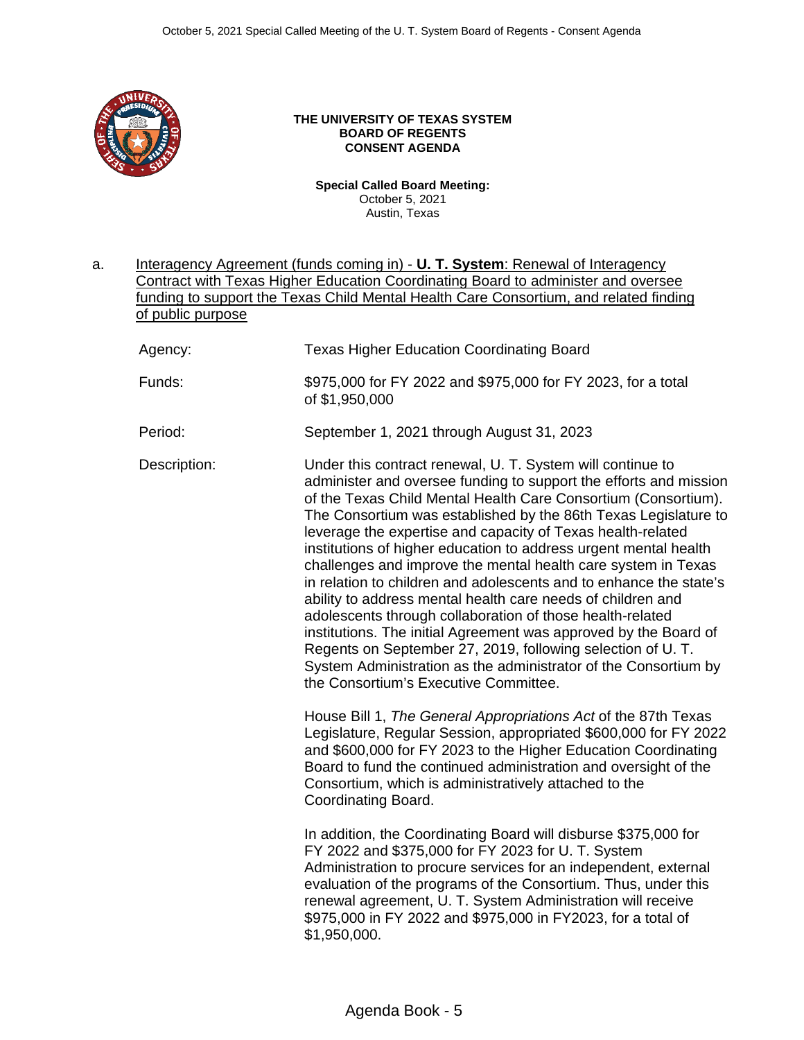**THE UNIVERSITY OF TEXAS SYSTEM**
**BOARD OF REGENTS**
**CONSENT AGENDA**

**Special Called Board Meeting:**
October 5, 2021
Austin, Texas

a. Interagency Agreement (funds coming in) - **U. T. System**: Renewal of Interagency Contract with Texas Higher Education Coordinating Board to administer and oversee funding to support the Texas Child Mental Health Care Consortium, and related finding of public purpose

| | |
|---|---|
| Agency: | Texas Higher Education Coordinating Board |
| Funds: | $975,000 for FY 2022 and $975,000 for FY 2023, for a total of $1,950,000 |
| Period: | September 1, 2021 through August 31, 2023 |
| Description: | Under this contract renewal, U. T. System will continue to administer and oversee funding to support the efforts and mission of the Texas Child Mental Health Care Consortium (Consortium). The Consortium was established by the 86th Texas Legislature to leverage the expertise and capacity of Texas health-related institutions of higher education to address urgent mental health challenges and improve the mental health care system in Texas in relation to children and adolescents and to enhance the state's ability to address mental health care needs of children and adolescents through collaboration of those health-related institutions. The initial Agreement was approved by the Board of Regents on September 27, 2019, following selection of U. T. System Administration as the administrator of the Consortium by the Consortium's Executive Committee. |

House Bill 1, *The General Appropriations Act* of the 87th Texas Legislature, Regular Session, appropriated $600,000 for FY 2022 and $600,000 for FY 2023 to the Higher Education Coordinating Board to fund the continued administration and oversight of the Consortium, which is administratively attached to the Coordinating Board.

In addition, the Coordinating Board will disburse $375,000 for FY 2022 and $375,000 for FY 2023 for U. T. System Administration to procure services for an independent, external evaluation of the programs of the Consortium. Thus, under this renewal agreement, U. T. System Administration will receive $975,000 in FY 2022 and $975,000 in FY2023, for a total of $1,950,000.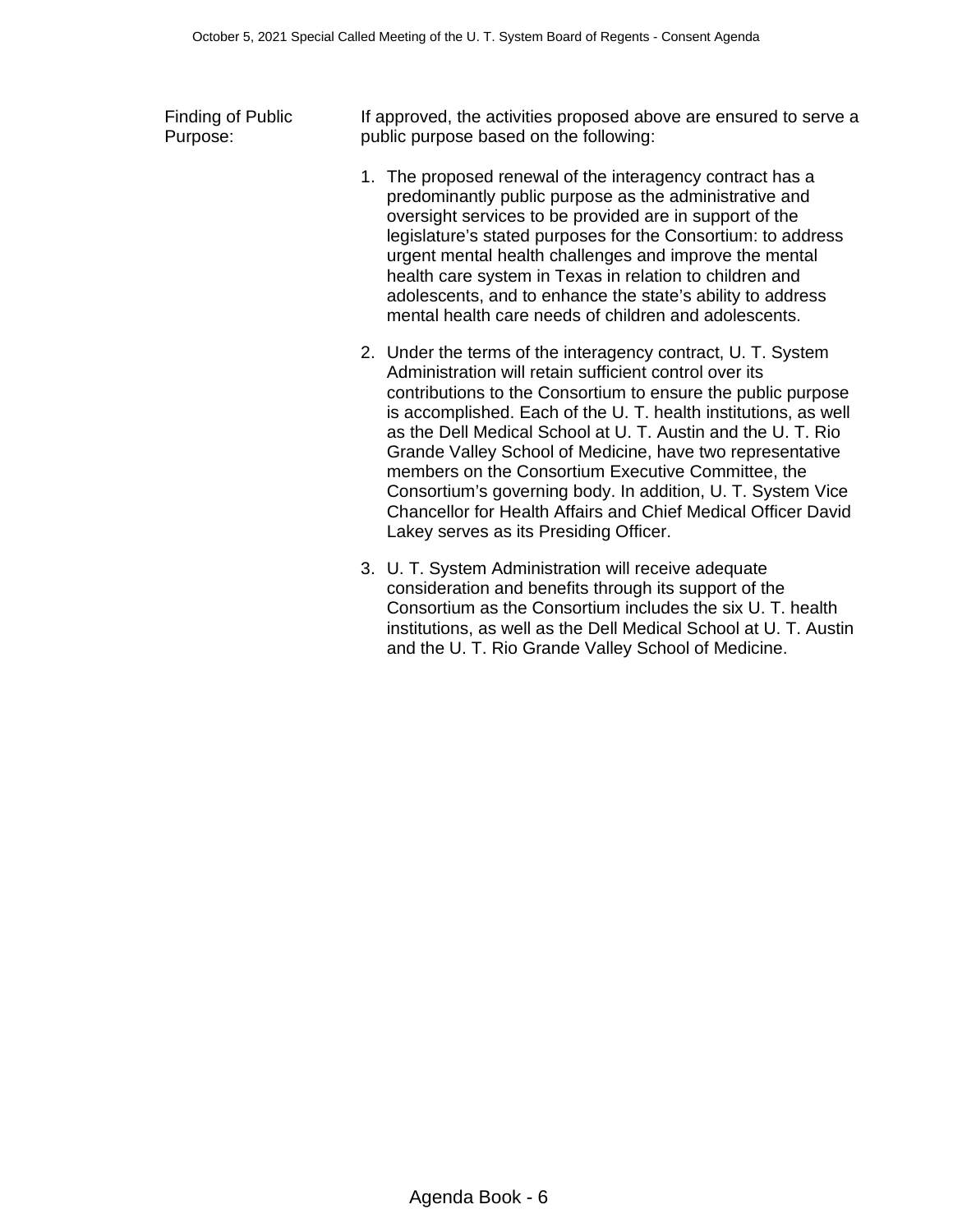Finding of Public Purpose:

If approved, the activities proposed above are ensured to serve a public purpose based on the following:

1. The proposed renewal of the interagency contract has a predominantly public purpose as the administrative and oversight services to be provided are in support of the legislature's stated purposes for the Consortium: to address urgent mental health challenges and improve the mental health care system in Texas in relation to children and adolescents, and to enhance the state's ability to address mental health care needs of children and adolescents.

2. Under the terms of the interagency contract, U. T. System Administration will retain sufficient control over its contributions to the Consortium to ensure the public purpose is accomplished. Each of the U. T. health institutions, as well as the Dell Medical School at U. T. Austin and the U. T. Rio Grande Valley School of Medicine, have two representative members on the Consortium Executive Committee, the Consortium's governing body. In addition, U. T. System Vice Chancellor for Health Affairs and Chief Medical Officer David Lakey serves as its Presiding Officer.

3. U. T. System Administration will receive adequate consideration and benefits through its support of the Consortium as the Consortium includes the six U. T. health institutions, as well as the Dell Medical School at U. T. Austin and the U. T. Rio Grande Valley School of Medicine.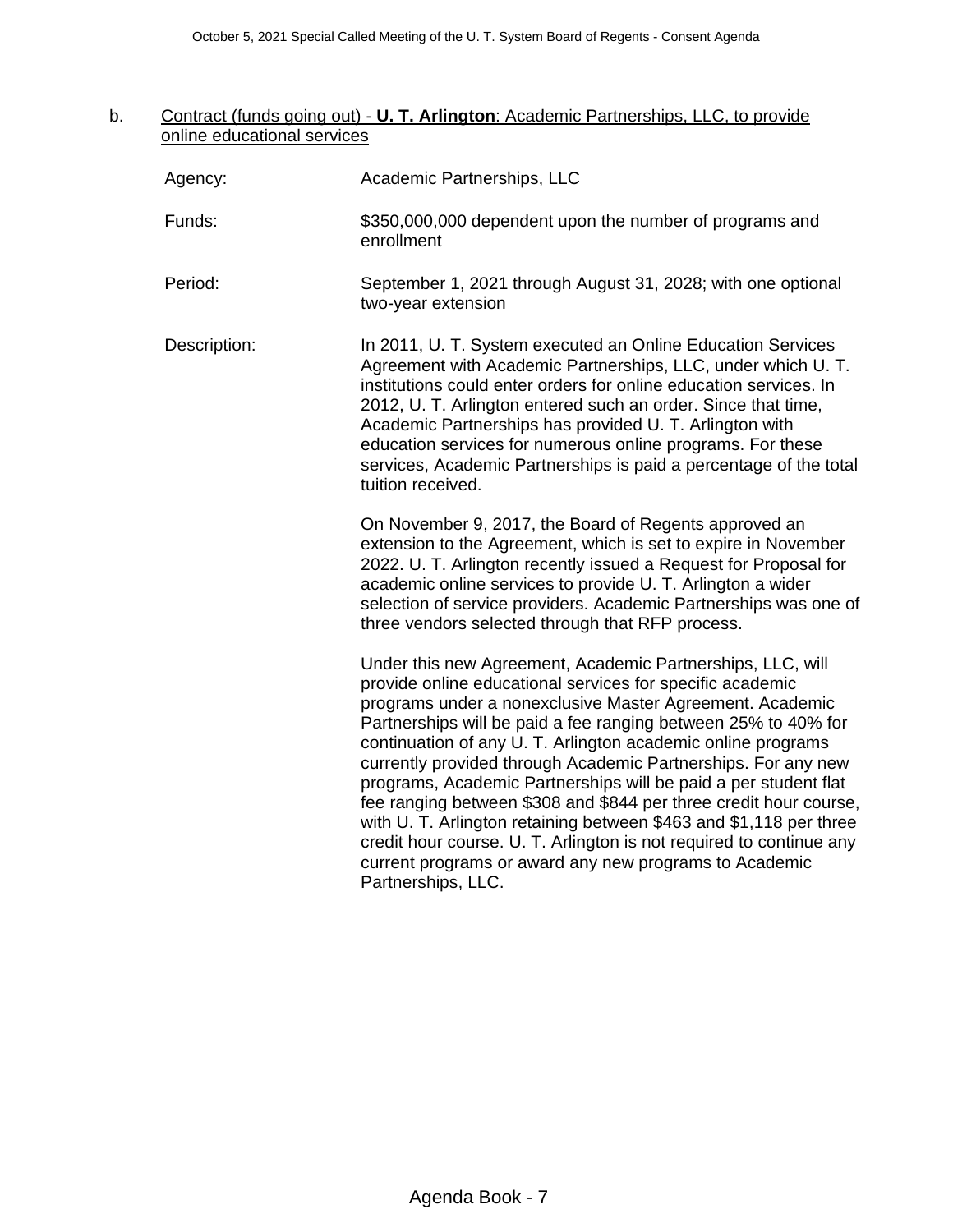b. Contract (funds going out) - **U. T. Arlington**: Academic Partnerships, LLC, to provide online educational services

Agency: Academic Partnerships, LLC

Funds: $350,000,000 dependent upon the number of programs and enrollment

Period: September 1, 2021 through August 31, 2028; with one optional two-year extension

Description: In 2011, U. T. System executed an Online Education Services Agreement with Academic Partnerships, LLC, under which U. T. institutions could enter orders for online education services. In 2012, U. T. Arlington entered such an order. Since that time, Academic Partnerships has provided U. T. Arlington with education services for numerous online programs. For these services, Academic Partnerships is paid a percentage of the total tuition received.

On November 9, 2017, the Board of Regents approved an extension to the Agreement, which is set to expire in November 2022. U. T. Arlington recently issued a Request for Proposal for academic online services to provide U. T. Arlington a wider selection of service providers. Academic Partnerships was one of three vendors selected through that RFP process.

Under this new Agreement, Academic Partnerships, LLC, will provide online educational services for specific academic programs under a nonexclusive Master Agreement. Academic Partnerships will be paid a fee ranging between 25% to 40% for continuation of any U. T. Arlington academic online programs currently provided through Academic Partnerships. For any new programs, Academic Partnerships will be paid a per student flat fee ranging between $308 and $844 per three credit hour course, with U. T. Arlington retaining between $463 and $1,118 per three credit hour course. U. T. Arlington is not required to continue any current programs or award any new programs to Academic Partnerships, LLC.